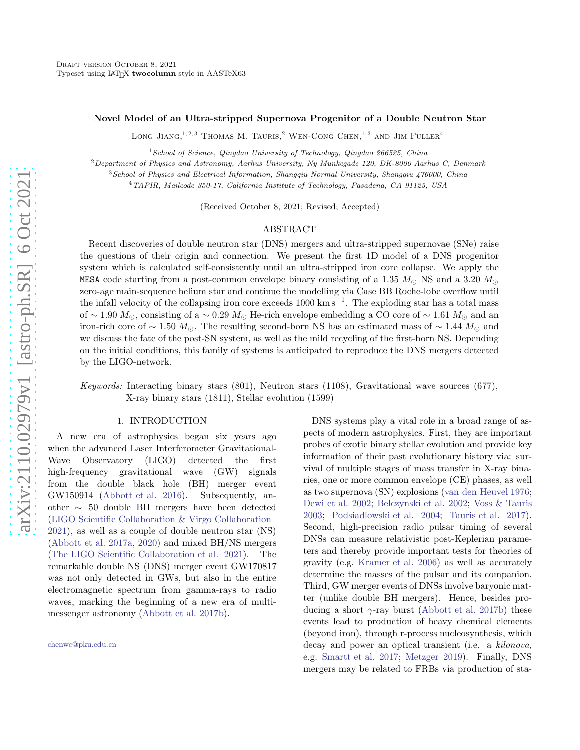Draft version October 8, 2021
Typeset using LATEX **twocolumn** style in AASTeX63

# Novel Model of an Ultra-stripped Supernova Progenitor of a Double Neutron Star

Long Jiang,[1,2,3] Thomas M. Tauris,[2] Wen-Cong Chen,[1,3] and Jim Fuller[4]

[1] *School of Science, Qingdao University of Technology, Qingdao 266525, China*
[2] *Department of Physics and Astronomy, Aarhus University, Ny Munkegade 120, DK-8000 Aarhus C, Denmark*
[3] *School of Physics and Electrical Information, Shangqiu Normal University, Shangqiu 476000, China*
[4] *TAPIR, Mailcode 350-17, California Institute of Technology, Pasadena, CA 91125, USA*

(Received October 8, 2021; Revised; Accepted)

## ABSTRACT

Recent discoveries of double neutron star (DNS) mergers and ultra-stripped supernovae (SNe) raise the questions of their origin and connection. We present the first 1D model of a DNS progenitor system which is calculated self-consistently until an ultra-stripped iron core collapse. We apply the MESA code starting from a post-common envelope binary consisting of a 1.35 $M_\odot$ NS and a 3.20 $M_\odot$ zero-age main-sequence helium star and continue the modelling via Case BB Roche-lobe overflow until the infall velocity of the collapsing iron core exceeds 1000 $\mathrm{km\,s^{-1}}$. The exploding star has a total mass of $\sim 1.90\ M_\odot$, consisting of a $\sim 0.29\ M_\odot$ He-rich envelope embedding a CO core of $\sim 1.61\ M_\odot$ and an iron-rich core of $\sim 1.50\ M_\odot$. The resulting second-born NS has an estimated mass of $\sim 1.44\ M_\odot$ and we discuss the fate of the post-SN system, as well as the mild recycling of the first-born NS. Depending on the initial conditions, this family of systems is anticipated to reproduce the DNS mergers detected by the LIGO-network.

*Keywords:* Interacting binary stars (801), Neutron stars (1108), Gravitational wave sources (677), X-ray binary stars (1811), Stellar evolution (1599)

## 1. INTRODUCTION

A new era of astrophysics began six years ago when the advanced Laser Interferometer Gravitational-Wave Observatory (LIGO) detected the first high-frequency gravitational wave (GW) signals from the double black hole (BH) merger event GW150914 (Abbott et al. 2016). Subsequently, another $\sim$ 50 double BH mergers have been detected (LIGO Scientific Collaboration & Virgo Collaboration 2021), as well as a couple of double neutron star (NS) (Abbott et al. 2017a, 2020) and mixed BH/NS mergers (The LIGO Scientific Collaboration et al. 2021). The remarkable double NS (DNS) merger event GW170817 was not only detected in GWs, but also in the entire electromagnetic spectrum from gamma-rays to radio waves, marking the beginning of a new era of multi-messenger astronomy (Abbott et al. 2017b).

DNS systems play a vital role in a broad range of aspects of modern astrophysics. First, they are important probes of exotic binary stellar evolution and provide key information of their past evolutionary history via: survival of multiple stages of mass transfer in X-ray binaries, one or more common envelope (CE) phases, as well as two supernova (SN) explosions (van den Heuvel 1976; Dewi et al. 2002; Belczynski et al. 2002; Voss & Tauris 2003; Podsiadlowski et al. 2004; Tauris et al. 2017). Second, high-precision radio pulsar timing of several DNSs can measure relativistic post-Keplerian parameters and thereby provide important tests for theories of gravity (e.g. Kramer et al. 2006) as well as accurately determine the masses of the pulsar and its companion. Third, GW merger events of DNSs involve baryonic matter (unlike double BH mergers). Hence, besides producing a short $\gamma$-ray burst (Abbott et al. 2017b) these events lead to production of heavy chemical elements (beyond iron), through r-process nucleosynthesis, which decay and power an optical transient (i.e. a *kilonova*, e.g. Smartt et al. 2017; Metzger 2019). Finally, DNS mergers may be related to FRBs via production of sta-

chenwc@pku.edu.cn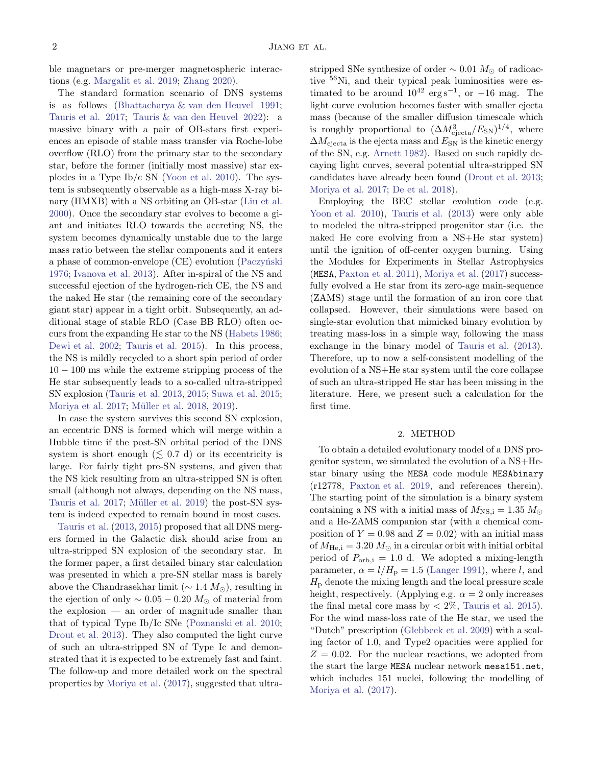ble magnetars or pre-merger magnetospheric interactions (e.g. Margalit et al. 2019; Zhang 2020).

The standard formation scenario of DNS systems is as follows (Bhattacharya & van den Heuvel 1991; Tauris et al. 2017; Tauris & van den Heuvel 2022): a massive binary with a pair of OB-stars first experiences an episode of stable mass transfer via Roche-lobe overflow (RLO) from the primary star to the secondary star, before the former (initially most massive) star explodes in a Type Ib/c SN (Yoon et al. 2010). The system is subsequently observable as a high-mass X-ray binary (HMXB) with a NS orbiting an OB-star (Liu et al. 2000). Once the secondary star evolves to become a giant and initiates RLO towards the accreting NS, the system becomes dynamically unstable due to the large mass ratio between the stellar components and it enters a phase of common-envelope (CE) evolution (Paczyński 1976; Ivanova et al. 2013). After in-spiral of the NS and successful ejection of the hydrogen-rich CE, the NS and the naked He star (the remaining core of the secondary giant star) appear in a tight orbit. Subsequently, an additional stage of stable RLO (Case BB RLO) often occurs from the expanding He star to the NS (Habets 1986; Dewi et al. 2002; Tauris et al. 2015). In this process, the NS is mildly recycled to a short spin period of order $10-100$ ms while the extreme stripping process of the He star subsequently leads to a so-called ultra-stripped SN explosion (Tauris et al. 2013, 2015; Suwa et al. 2015; Moriya et al. 2017; Müller et al. 2018, 2019).

In case the system survives this second SN explosion, an eccentric DNS is formed which will merge within a Hubble time if the post-SN orbital period of the DNS system is short enough ($\lesssim$ 0.7 d) or its eccentricity is large. For fairly tight pre-SN systems, and given that the NS kick resulting from an ultra-stripped SN is often small (although not always, depending on the NS mass, Tauris et al. 2017; Müller et al. 2019) the post-SN system is indeed expected to remain bound in most cases.

Tauris et al. (2013, 2015) proposed that all DNS mergers formed in the Galactic disk should arise from an ultra-stripped SN explosion of the secondary star. In the former paper, a first detailed binary star calculation was presented in which a pre-SN stellar mass is barely above the Chandrasekhar limit ($\sim 1.4\,M_{\odot}$), resulting in the ejection of only $\sim 0.05-0.20\,M_{\odot}$ of material from the explosion — an order of magnitude smaller than that of typical Type Ib/Ic SNe (Poznanski et al. 2010; Drout et al. 2013). They also computed the light curve of such an ultra-stripped SN of Type Ic and demonstrated that it is expected to be extremely fast and faint. The follow-up and more detailed work on the spectral properties by Moriya et al. (2017), suggested that ultra-stripped SNe synthesize of order $\sim 0.01\,M_{\odot}$ of radioactive $^{56}$Ni, and their typical peak luminosities were estimated to be around $10^{42}$ erg s$^{-1}$, or $-16$ mag. The light curve evolution becomes faster with smaller ejecta mass (because of the smaller diffusion timescale which is roughly proportional to $(\Delta M_{\rm ejecta}^{3}/E_{\rm SN})^{1/4}$, where $\Delta M_{\rm ejecta}$ is the ejecta mass and $E_{\rm SN}$ is the kinetic energy of the SN, e.g. Arnett 1982). Based on such rapidly decaying light curves, several potential ultra-stripped SN candidates have already been found (Drout et al. 2013; Moriya et al. 2017; De et al. 2018).

Employing the BEC stellar evolution code (e.g. Yoon et al. 2010), Tauris et al. (2013) were only able to modeled the ultra-stripped progenitor star (i.e. the naked He core evolving from a NS+He star system) until the ignition of off-center oxygen burning. Using the Modules for Experiments in Stellar Astrophysics (MESA, Paxton et al. 2011), Moriya et al. (2017) successfully evolved a He star from its zero-age main-sequence (ZAMS) stage until the formation of an iron core that collapsed. However, their simulations were based on single-star evolution that mimicked binary evolution by treating mass-loss in a simple way, following the mass exchange in the binary model of Tauris et al. (2013). Therefore, up to now a self-consistent modelling of the evolution of a NS+He star system until the core collapse of such an ultra-stripped He star has been missing in the literature. Here, we present such a calculation for the first time.

## 2. METHOD

To obtain a detailed evolutionary model of a DNS progenitor system, we simulated the evolution of a NS+He-star binary using the MESA code module MESAbinary (r12778, Paxton et al. 2019, and references therein). The starting point of the simulation is a binary system containing a NS with a initial mass of $M_{\rm NS,i} = 1.35\,M_{\odot}$ and a He-ZAMS companion star (with a chemical composition of $Y = 0.98$ and $Z = 0.02$) with an initial mass of $M_{\rm He,i} = 3.20\,M_{\odot}$ in a circular orbit with initial orbital period of $P_{\rm orb,i} = 1.0$ d. We adopted a mixing-length parameter, $\alpha = l/H_{\rm p} = 1.5$ (Langer 1991), where $l$, and $H_{\rm p}$ denote the mixing length and the local pressure scale height, respectively. (Applying e.g. $\alpha = 2$ only increases the final metal core mass by $< 2\%$, Tauris et al. 2015). For the wind mass-loss rate of the He star, we used the "Dutch" prescription (Glebbeek et al. 2009) with a scaling factor of 1.0, and Type2 opacities were applied for $Z = 0.02$. For the nuclear reactions, we adopted from the start the large MESA nuclear network mesa151.net, which includes 151 nuclei, following the modelling of Moriya et al. (2017).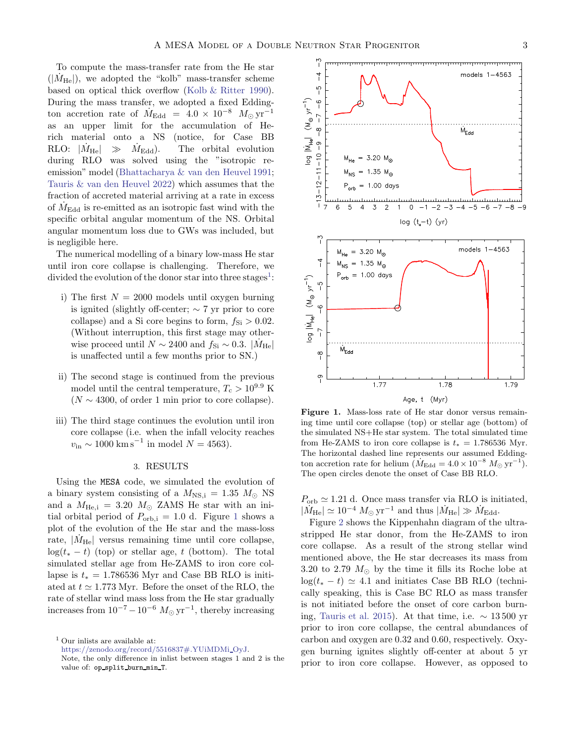To compute the mass-transfer rate from the He star ($|\dot{M}_{\rm He}|$), we adopted the "kolb" mass-transfer scheme based on optical thick overflow (Kolb & Ritter 1990). During the mass transfer, we adopted a fixed Eddington accretion rate of $\dot{M}_{\rm Edd} = 4.0 \times 10^{-8}\ M_\odot\,{\rm yr}^{-1}$ as an upper limit for the accumulation of He-rich material onto a NS (notice, for Case BB RLO: $|\dot{M}_{\rm He}| \gg \dot{M}_{\rm Edd}$). The orbital evolution during RLO was solved using the "isotropic re-emission" model (Bhattacharya & van den Heuvel 1991; Tauris & van den Heuvel 2022) which assumes that the fraction of accreted material arriving at a rate in excess of $\dot{M}_{\rm Edd}$ is re-emitted as an isotropic fast wind with the specific orbital angular momentum of the NS. Orbital angular momentum loss due to GWs was included, but is negligible here.

The numerical modelling of a binary low-mass He star until iron core collapse is challenging. Therefore, we divided the evolution of the donor star into three stages[1]:

i) The first $N = 2000$ models until oxygen burning is ignited (slightly off-center; $\sim 7$ yr prior to core collapse) and a Si core begins to form, $f_{\rm Si} > 0.02$. (Without interruption, this first stage may otherwise proceed until $N \sim 2400$ and $f_{\rm Si} \sim 0.3$. $|\dot{M}_{\rm He}|$ is unaffected until a few months prior to SN.)

ii) The second stage is continued from the previous model until the central temperature, $T_{\rm c} > 10^{9.9}$ K ($N \sim 4300$, of order 1 min prior to core collapse).

iii) The third stage continues the evolution until iron core collapse (i.e. when the infall velocity reaches $v_{\rm in} \sim 1000\ {\rm km\,s^{-1}}$ in model $N = 4563$).

## 3. RESULTS

Using the MESA code, we simulated the evolution of a binary system consisting of a $M_{\rm NS,i} = 1.35\ M_\odot$ NS and a $M_{\rm He,i} = 3.20\ M_\odot$ ZAMS He star with an initial orbital period of $P_{\rm orb,i} = 1.0$ d. Figure 1 shows a plot of the evolution of the He star and the mass-loss rate, $|\dot{M}_{\rm He}|$ versus remaining time until core collapse, $\log(t_* - t)$ (top) or stellar age, $t$ (bottom). The total simulated stellar age from He-ZAMS to iron core collapse is $t_* = 1.786536$ Myr and Case BB RLO is initiated at $t \simeq 1.773$ Myr. Before the onset of the RLO, the rate of stellar wind mass loss from the He star gradually increases from $10^{-7} - 10^{-6}\ M_\odot\,{\rm yr}^{-1}$, thereby increasing $P_{\rm orb} \simeq 1.21$ d. Once mass transfer via RLO is initiated, $|\dot{M}_{\rm He}| \simeq 10^{-4}\ M_\odot\,{\rm yr}^{-1}$ and thus $|\dot{M}_{\rm He}| \gg \dot{M}_{\rm Edd}$.

models 1–4563
$\dot{M}_{\rm Edd}$
$M_{\rm He}$ = 3.20 $M_\odot$
$M_{\rm NS}$ = 1.35 $M_\odot$
$P_{\rm orb}$ = 1.00 days
log $|\dot{M}_{\rm He}|$ ($M_\odot$ yr$^{-1}$)
log ($t_*$−t) (yr)
7 6 5 4 3 2 1 0 −1 −2 −3 −4 −5 −6 −7 −8 −9
−3 −4 −5 −6 −7 −8 −9 −10 −11 −12 −13

$M_{\rm He}$ = 3.20 $M_\odot$
$M_{\rm NS}$ = 1.35 $M_\odot$
$P_{\rm orb}$ = 1.00 days
models 1–4563
$\dot{M}_{\rm Edd}$
log $|\dot{M}_{\rm He}|$ ($M_\odot$ yr$^{-1}$)
Age, t (Myr)
1.77 1.78 1.79
−3 −4 −5 −6 −7 −8 −9

**Figure 1.** Mass-loss rate of He star donor versus remaining time until core collapse (top) or stellar age (bottom) of the simulated NS+He star system. The total simulated time from He-ZAMS to iron core collapse is $t_* = 1.786536$ Myr. The horizontal dashed line represents our assumed Eddington accretion rate for helium ($\dot{M}_{\rm Edd} = 4.0 \times 10^{-8}\ M_\odot\,{\rm yr}^{-1}$). The open circles denote the onset of Case BB RLO.

Figure 2 shows the Kippenhahn diagram of the ultra-stripped He star donor, from the He-ZAMS to iron core collapse. As a result of the strong stellar wind mentioned above, the He star decreases its mass from 3.20 to 2.79 $M_\odot$ by the time it fills its Roche lobe at $\log(t_* - t) \simeq 4.1$ and initiates Case BB RLO (technically speaking, this is Case BC RLO as mass transfer is not initiated before the onset of core carbon burning, Tauris et al. 2015). At that time, i.e. $\sim 13\,500$ yr prior to iron core collapse, the central abundances of carbon and oxygen are 0.32 and 0.60, respectively. Oxygen burning ignites slightly off-center at about 5 yr prior to iron core collapse. However, as opposed to

[1] Our inlists are available at: https://zenodo.org/record/5516837#.YUiMDMi_OyJ. Note, the only difference in inlist between stages 1 and 2 is the value of: op_split_burn_min_T.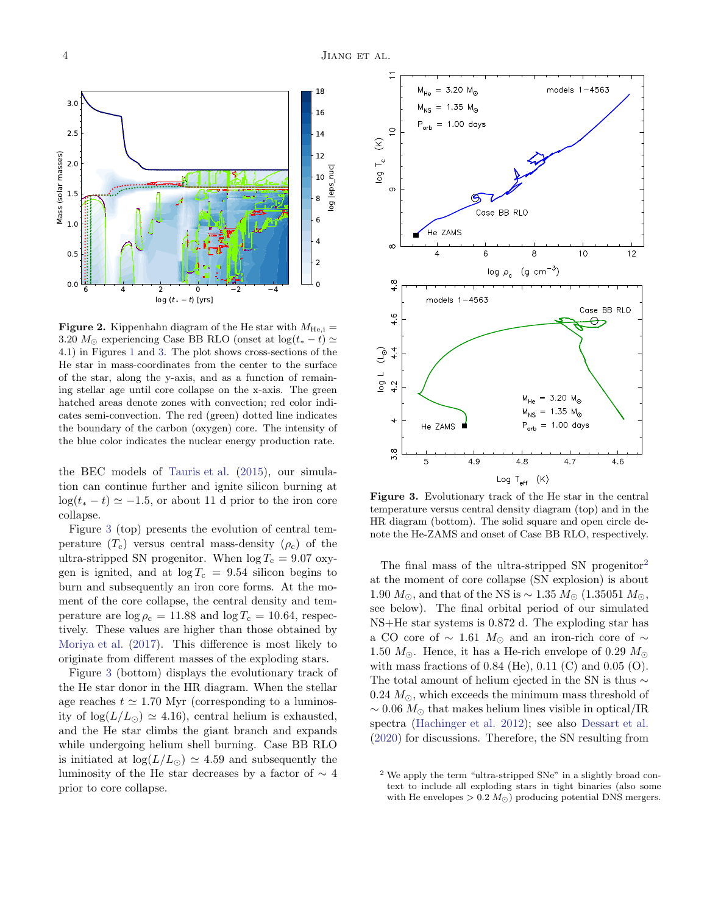**Figure 2.** Kippenhahn diagram of the He star with $M_{\rm He,i} = 3.20\ M_\odot$ experiencing Case BB RLO (onset at $\log(t_* - t) \simeq 4.1$) in Figures 1 and 3. The plot shows cross-sections of the He star in mass-coordinates from the center to the surface of the star, along the y-axis, and as a function of remaining stellar age until core collapse on the x-axis. The green hatched areas denote zones with convection; red color indicates semi-convection. The red (green) dotted line indicates the boundary of the carbon (oxygen) core. The intensity of the blue color indicates the nuclear energy production rate.

the BEC models of Tauris et al. (2015), our simulation can continue further and ignite silicon burning at $\log(t_* - t) \simeq -1.5$, or about 11 d prior to the iron core collapse.

Figure 3 (top) presents the evolution of central temperature ($T_{\rm c}$) versus central mass-density ($\rho_{\rm c}$) of the ultra-stripped SN progenitor. When $\log T_{\rm c} = 9.07$ oxygen is ignited, and at $\log T_{\rm c} = 9.54$ silicon begins to burn and subsequently an iron core forms. At the moment of the core collapse, the central density and temperature are $\log \rho_{\rm c} = 11.88$ and $\log T_{\rm c} = 10.64$, respectively. These values are higher than those obtained by Moriya et al. (2017). This difference is most likely to originate from different masses of the exploding stars.

Figure 3 (bottom) displays the evolutionary track of the He star donor in the HR diagram. When the stellar age reaches $t \simeq 1.70$ Myr (corresponding to a luminosity of $\log(L/L_\odot) \simeq 4.16$), central helium is exhausted, and the He star climbs the giant branch and expands while undergoing helium shell burning. Case BB RLO is initiated at $\log(L/L_\odot) \simeq 4.59$ and subsequently the luminosity of the He star decreases by a factor of $\sim 4$ prior to core collapse.

**Figure 3.** Evolutionary track of the He star in the central temperature versus central density diagram (top) and in the HR diagram (bottom). The solid square and open circle denote the He-ZAMS and onset of Case BB RLO, respectively.

The final mass of the ultra-stripped SN progenitor[2] at the moment of core collapse (SN explosion) is about $1.90\ M_\odot$, and that of the NS is $\sim 1.35\ M_\odot$ ($1.35051\ M_\odot$, see below). The final orbital period of our simulated NS+He star systems is 0.872 d. The exploding star has a CO core of $\sim 1.61\ M_\odot$ and an iron-rich core of $\sim 1.50\ M_\odot$. Hence, it has a He-rich envelope of $0.29\ M_\odot$ with mass fractions of 0.84 (He), 0.11 (C) and 0.05 (O). The total amount of helium ejected in the SN is thus $\sim 0.24\ M_\odot$, which exceeds the minimum mass threshold of $\sim 0.06\ M_\odot$ that makes helium lines visible in optical/IR spectra (Hachinger et al. 2012); see also Dessart et al. (2020) for discussions. Therefore, the SN resulting from

[2] We apply the term "ultra-stripped SNe" in a slightly broad context to include all exploding stars in tight binaries (also some with He envelopes $> 0.2\ M_\odot$) producing potential DNS mergers.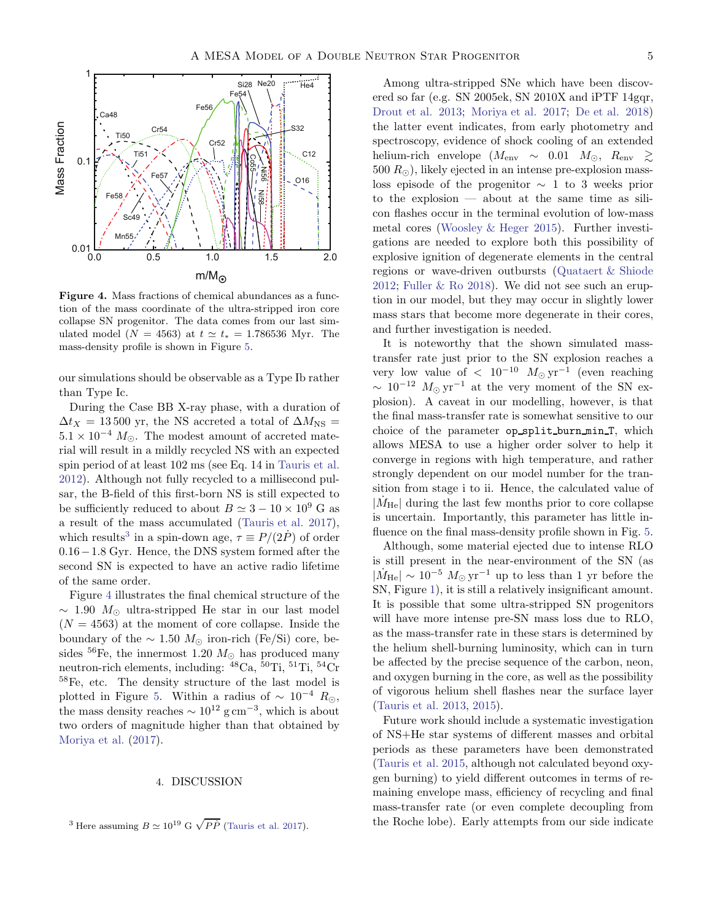Mass Fraction

m/M$_\odot$

1
0.1
0.01
0.0
0.5
1.0
1.5
2.0

Ca48
Ti50
Ti51
Cr54
Fe58
Sc49
Mn55
Fe57
Fe56
Cr52
Fe54
Si28
Ne20
He4
S32
C12
Co55
Ni56
Ni58
O16

**Figure 4.** Mass fractions of chemical abundances as a function of the mass coordinate of the ultra-stripped iron core collapse SN progenitor. The data comes from our last simulated model ($N = 4563$) at $t \simeq t_* = 1.786536$ Myr. The mass-density profile is shown in Figure 5.

our simulations should be observable as a Type Ib rather than Type Ic.

During the Case BB X-ray phase, with a duration of $\Delta t_X = 13\,500$ yr, the NS accreted a total of $\Delta M_{\rm NS} = 5.1 \times 10^{-4}\ M_\odot$. The modest amount of accreted material will result in a mildly recycled NS with an expected spin period of at least 102 ms (see Eq. 14 in Tauris et al. 2012). Although not fully recycled to a millisecond pulsar, the B-field of this first-born NS is still expected to be sufficiently reduced to about $B \simeq 3 - 10 \times 10^9$ G as a result of the mass accumulated (Tauris et al. 2017), which results[3] in a spin-down age, $\tau \equiv P/(2\dot{P})$ of order $0.16 - 1.8$ Gyr. Hence, the DNS system formed after the second SN is expected to have an active radio lifetime of the same order.

Figure 4 illustrates the final chemical structure of the $\sim 1.90\ M_\odot$ ultra-stripped He star in our last model ($N = 4563$) at the moment of core collapse. Inside the boundary of the $\sim 1.50\ M_\odot$ iron-rich (Fe/Si) core, besides $^{56}$Fe, the innermost $1.20\ M_\odot$ has produced many neutron-rich elements, including: $^{48}$Ca, $^{50}$Ti, $^{51}$Ti, $^{54}$Cr $^{58}$Fe, etc. The density structure of the last model is plotted in Figure 5. Within a radius of $\sim 10^{-4}\ R_\odot$, the mass density reaches $\sim 10^{12}\ {\rm g\,cm^{-3}}$, which is about two orders of magnitude higher than that obtained by Moriya et al. (2017).

## 4. DISCUSSION

Among ultra-stripped SNe which have been discovered so far (e.g. SN 2005ek, SN 2010X and iPTF 14gqr, Drout et al. 2013; Moriya et al. 2017; De et al. 2018) the latter event indicates, from early photometry and spectroscopy, evidence of shock cooling of an extended helium-rich envelope ($M_{\rm env} \sim 0.01\ M_\odot$, $R_{\rm env} \gtrsim 500\ R_\odot$), likely ejected in an intense pre-explosion mass-loss episode of the progenitor $\sim$ 1 to 3 weeks prior to the explosion — about at the same time as silicon flashes occur in the terminal evolution of low-mass metal cores (Woosley & Heger 2015). Further investigations are needed to explore both this possibility of explosive ignition of degenerate elements in the central regions or wave-driven outbursts (Quataert & Shiode 2012; Fuller & Ro 2018). We did not see such an eruption in our model, but they may occur in slightly lower mass stars that become more degenerate in their cores, and further investigation is needed.

It is noteworthy that the shown simulated mass-transfer rate just prior to the SN explosion reaches a very low value of $< 10^{-10}\ M_\odot\,{\rm yr}^{-1}$ (even reaching $\sim 10^{-12}\ M_\odot\,{\rm yr}^{-1}$ at the very moment of the SN explosion). A caveat in our modelling, however, is that the final mass-transfer rate is somewhat sensitive to our choice of the parameter `op_split_burn_min_T`, which allows MESA to use a higher order solver to help it converge in regions with high temperature, and rather strongly dependent on our model number for the transition from stage i to ii. Hence, the calculated value of $|\dot{M}_{\rm He}|$ during the last few months prior to core collapse is uncertain. Importantly, this parameter has little influence on the final mass-density profile shown in Fig. 5.

Although, some material ejected due to intense RLO is still present in the near-environment of the SN (as $|\dot{M}_{\rm He}| \sim 10^{-5}\ M_\odot\,{\rm yr}^{-1}$ up to less than 1 yr before the SN, Figure 1), it is still a relatively insignificant amount. It is possible that some ultra-stripped SN progenitors will have more intense pre-SN mass loss due to RLO, as the mass-transfer rate in these stars is determined by the helium shell-burning luminosity, which can in turn be affected by the precise sequence of the carbon, neon, and oxygen burning in the core, as well as the possibility of vigorous helium shell flashes near the surface layer (Tauris et al. 2013, 2015).

Future work should include a systematic investigation of NS+He star systems of different masses and orbital periods as these parameters have been demonstrated (Tauris et al. 2015, although not calculated beyond oxygen burning) to yield different outcomes in terms of remaining envelope mass, efficiency of recycling and final mass-transfer rate (or even complete decoupling from the Roche lobe). Early attempts from our side indicate

[3] Here assuming $B \simeq 10^{19}$ G $\sqrt{P\dot{P}}$ (Tauris et al. 2017).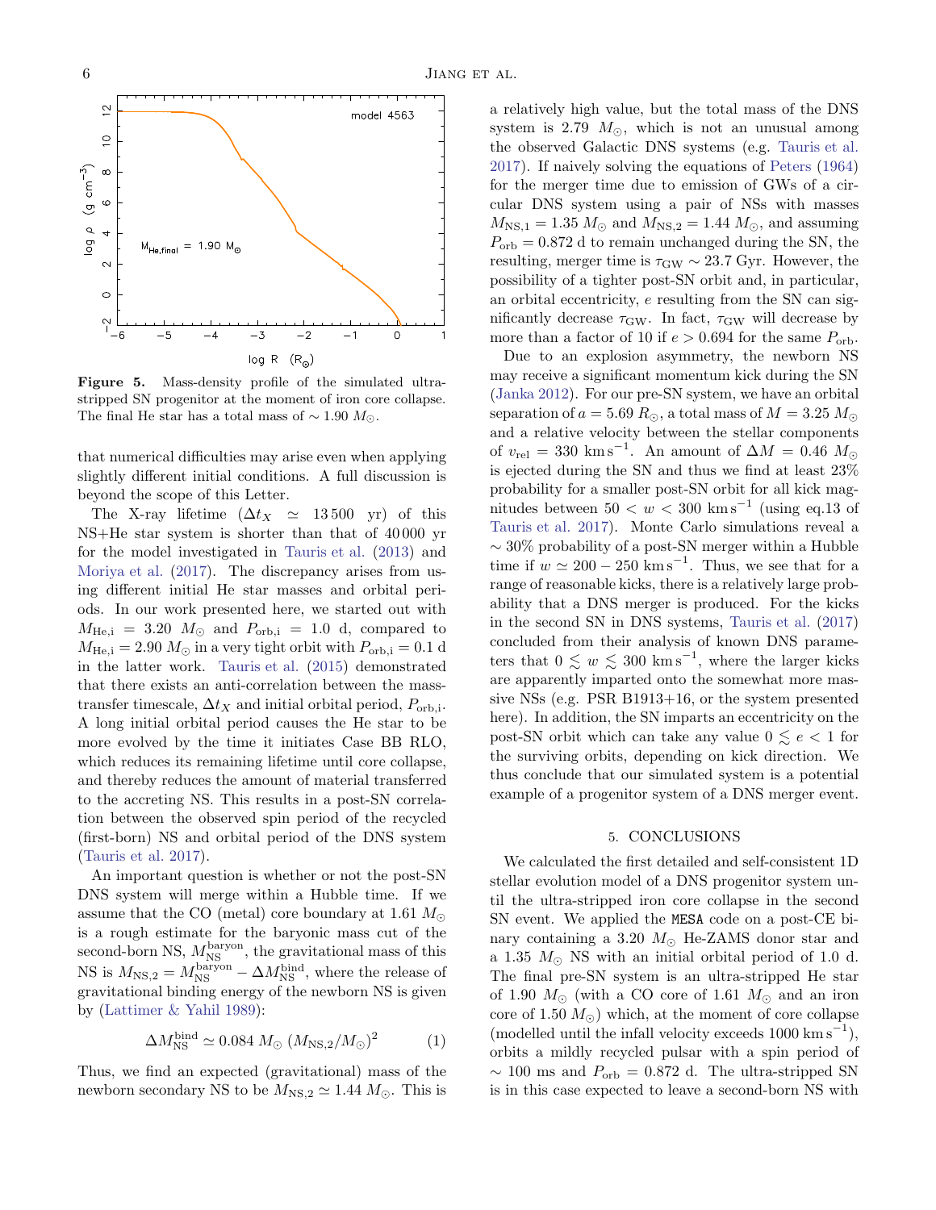model 4563

$M_{He,final}$ = 1.90 $M_\odot$

log ρ (g cm$^{-3}$)

log R ($R_\odot$)

−6 −5 −4 −3 −2 −1 0 1

−2 0 2 4 6 8 10 12

**Figure 5.** Mass-density profile of the simulated ultra-stripped SN progenitor at the moment of iron core collapse. The final He star has a total mass of $\sim 1.90\ M_\odot$.

that numerical difficulties may arise even when applying slightly different initial conditions. A full discussion is beyond the scope of this Letter.

The X-ray lifetime ($\Delta t_X \simeq 13\,500$ yr) of this NS+He star system is shorter than that of 40 000 yr for the model investigated in Tauris et al. (2013) and Moriya et al. (2017). The discrepancy arises from using different initial He star masses and orbital periods. In our work presented here, we started out with $M_{\rm He,i} = 3.20\ M_\odot$ and $P_{\rm orb,i} = 1.0$ d, compared to $M_{\rm He,i} = 2.90\ M_\odot$ in a very tight orbit with $P_{\rm orb,i} = 0.1$ d in the latter work. Tauris et al. (2015) demonstrated that there exists an anti-correlation between the mass-transfer timescale, $\Delta t_X$ and initial orbital period, $P_{\rm orb,i}$. A long initial orbital period causes the He star to be more evolved by the time it initiates Case BB RLO, which reduces its remaining lifetime until core collapse, and thereby reduces the amount of material transferred to the accreting NS. This results in a post-SN correlation between the observed spin period of the recycled (first-born) NS and orbital period of the DNS system (Tauris et al. 2017).

An important question is whether or not the post-SN DNS system will merge within a Hubble time. If we assume that the CO (metal) core boundary at 1.61 $M_\odot$ is a rough estimate for the baryonic mass cut of the second-born NS, $M_{\rm NS}^{\rm baryon}$, the gravitational mass of this NS is $M_{\rm NS,2} = M_{\rm NS}^{\rm baryon} - \Delta M_{\rm NS}^{\rm bind}$, where the release of gravitational binding energy of the newborn NS is given by (Lattimer & Yahil 1989):

$$\Delta M_{\rm NS}^{\rm bind} \simeq 0.084\ M_\odot\ (M_{\rm NS,2}/M_\odot)^2 \qquad (1)$$

Thus, we find an expected (gravitational) mass of the newborn secondary NS to be $M_{\rm NS,2} \simeq 1.44\ M_\odot$. This is a relatively high value, but the total mass of the DNS system is 2.79 $M_\odot$, which is not an unusual among the observed Galactic DNS systems (e.g. Tauris et al. 2017). If naively solving the equations of Peters (1964) for the merger time due to emission of GWs of a circular DNS system using a pair of NSs with masses $M_{\rm NS,1} = 1.35\ M_\odot$ and $M_{\rm NS,2} = 1.44\ M_\odot$, and assuming $P_{\rm orb} = 0.872$ d to remain unchanged during the SN, the resulting, merger time is $\tau_{\rm GW} \sim 23.7$ Gyr. However, the possibility of a tighter post-SN orbit and, in particular, an orbital eccentricity, $e$ resulting from the SN can significantly decrease $\tau_{\rm GW}$. In fact, $\tau_{\rm GW}$ will decrease by more than a factor of 10 if $e > 0.694$ for the same $P_{\rm orb}$.

Due to an explosion asymmetry, the newborn NS may receive a significant momentum kick during the SN (Janka 2012). For our pre-SN system, we have an orbital separation of $a = 5.69\ R_\odot$, a total mass of $M = 3.25\ M_\odot$ and a relative velocity between the stellar components of $v_{\rm rel} = 330\ {\rm km\,s^{-1}}$. An amount of $\Delta M = 0.46\ M_\odot$ is ejected during the SN and thus we find at least 23% probability for a smaller post-SN orbit for all kick magnitudes between $50 < w < 300\ {\rm km\,s^{-1}}$ (using eq.13 of Tauris et al. 2017). Monte Carlo simulations reveal a $\sim 30$% probability of a post-SN merger within a Hubble time if $w \simeq 200 - 250\ {\rm km\,s^{-1}}$. Thus, we see that for a range of reasonable kicks, there is a relatively large probability that a DNS merger is produced. For the kicks in the second SN in DNS systems, Tauris et al. (2017) concluded from their analysis of known DNS parameters that $0 \lesssim w \lesssim 300\ {\rm km\,s^{-1}}$, where the larger kicks are apparently imparted onto the somewhat more massive NSs (e.g. PSR B1913+16, or the system presented here). In addition, the SN imparts an eccentricity on the post-SN orbit which can take any value $0 \lesssim e < 1$ for the surviving orbits, depending on kick direction. We thus conclude that our simulated system is a potential example of a progenitor system of a DNS merger event.

## 5. CONCLUSIONS

We calculated the first detailed and self-consistent 1D stellar evolution model of a DNS progenitor system until the ultra-stripped iron core collapse in the second SN event. We applied the `MESA` code on a post-CE binary containing a 3.20 $M_\odot$ He-ZAMS donor star and a 1.35 $M_\odot$ NS with an initial orbital period of 1.0 d. The final pre-SN system is an ultra-stripped He star of 1.90 $M_\odot$ (with a CO core of 1.61 $M_\odot$ and an iron core of 1.50 $M_\odot$) which, at the moment of core collapse (modelled until the infall velocity exceeds 1000 ${\rm km\,s^{-1}}$), orbits a mildly recycled pulsar with a spin period of $\sim 100$ ms and $P_{\rm orb} = 0.872$ d. The ultra-stripped SN is in this case expected to leave a second-born NS with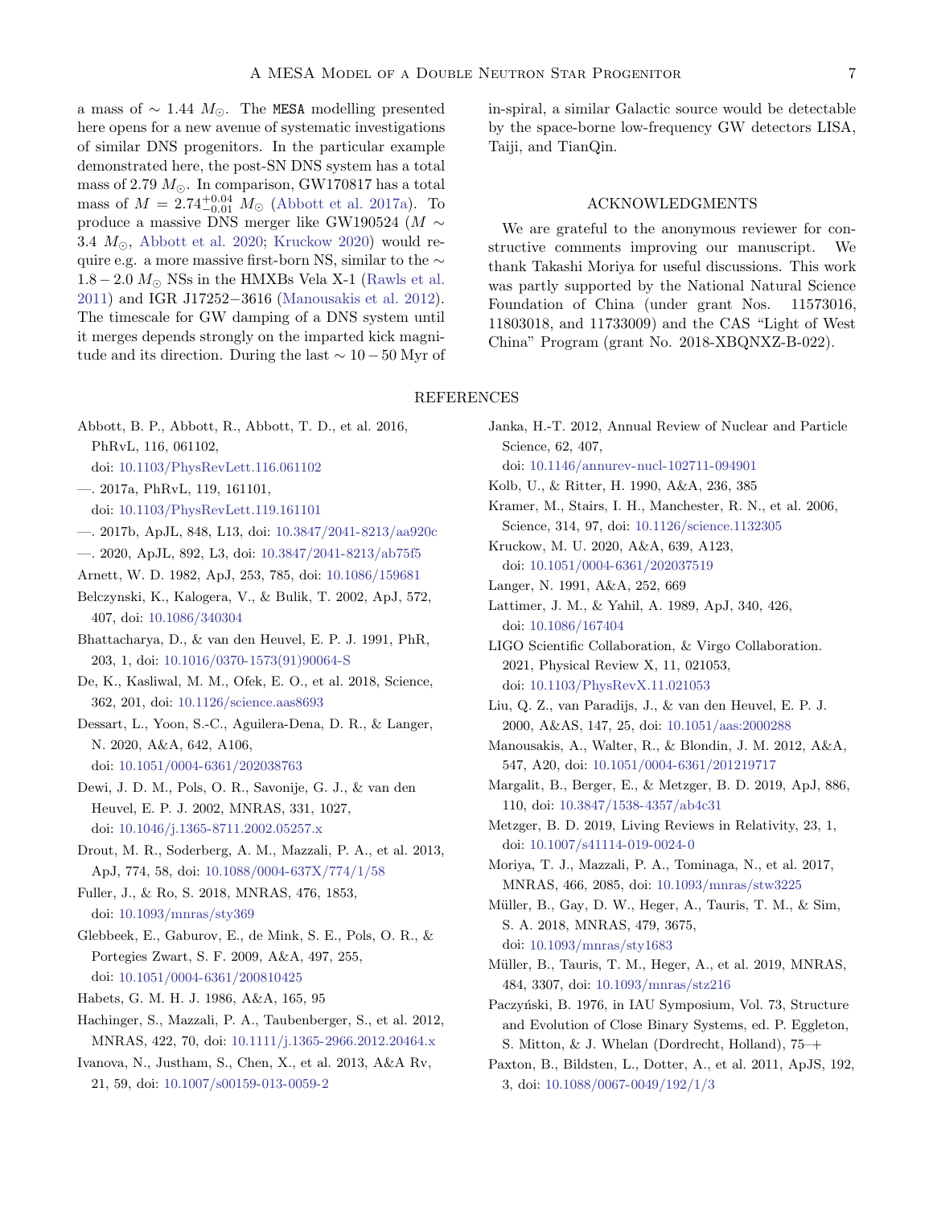a mass of $\sim 1.44\ M_{\odot}$. The MESA modelling presented here opens for a new avenue of systematic investigations of similar DNS progenitors. In the particular example demonstrated here, the post-SN DNS system has a total mass of $2.79\ M_{\odot}$. In comparison, GW170817 has a total mass of $M = 2.74^{+0.04}_{-0.01}\ M_{\odot}$ (Abbott et al. 2017a). To produce a massive DNS merger like GW190524 ($M \sim 3.4\ M_{\odot}$, Abbott et al. 2020; Kruckow 2020) would require e.g. a more massive first-born NS, similar to the $\sim 1.8 - 2.0\ M_{\odot}$ NSs in the HMXBs Vela X-1 (Rawls et al. 2011) and IGR J17252−3616 (Manousakis et al. 2012). The timescale for GW damping of a DNS system until it merges depends strongly on the imparted kick magnitude and its direction. During the last $\sim 10 - 50$ Myr of in-spiral, a similar Galactic source would be detectable by the space-borne low-frequency GW detectors LISA, Taiji, and TianQin.

## ACKNOWLEDGMENTS

We are grateful to the anonymous reviewer for constructive comments improving our manuscript. We thank Takashi Moriya for useful discussions. This work was partly supported by the National Natural Science Foundation of China (under grant Nos. 11573016, 11803018, and 11733009) and the CAS "Light of West China" Program (grant No. 2018-XBQNXZ-B-022).

## REFERENCES

Abbott, B. P., Abbott, R., Abbott, T. D., et al. 2016, PhRvL, 116, 061102, doi: 10.1103/PhysRevLett.116.061102

—. 2017a, PhRvL, 119, 161101, doi: 10.1103/PhysRevLett.119.161101

—. 2017b, ApJL, 848, L13, doi: 10.3847/2041-8213/aa920c

—. 2020, ApJL, 892, L3, doi: 10.3847/2041-8213/ab75f5

Arnett, W. D. 1982, ApJ, 253, 785, doi: 10.1086/159681

Belczynski, K., Kalogera, V., & Bulik, T. 2002, ApJ, 572, 407, doi: 10.1086/340304

Bhattacharya, D., & van den Heuvel, E. P. J. 1991, PhR, 203, 1, doi: 10.1016/0370-1573(91)90064-S

De, K., Kasliwal, M. M., Ofek, E. O., et al. 2018, Science, 362, 201, doi: 10.1126/science.aas8693

Dessart, L., Yoon, S.-C., Aguilera-Dena, D. R., & Langer, N. 2020, A&A, 642, A106, doi: 10.1051/0004-6361/202038763

Dewi, J. D. M., Pols, O. R., Savonije, G. J., & van den Heuvel, E. P. J. 2002, MNRAS, 331, 1027, doi: 10.1046/j.1365-8711.2002.05257.x

Drout, M. R., Soderberg, A. M., Mazzali, P. A., et al. 2013, ApJ, 774, 58, doi: 10.1088/0004-637X/774/1/58

Fuller, J., & Ro, S. 2018, MNRAS, 476, 1853, doi: 10.1093/mnras/sty369

Glebbeek, E., Gaburov, E., de Mink, S. E., Pols, O. R., & Portegies Zwart, S. F. 2009, A&A, 497, 255, doi: 10.1051/0004-6361/200810425

Habets, G. M. H. J. 1986, A&A, 165, 95

Hachinger, S., Mazzali, P. A., Taubenberger, S., et al. 2012, MNRAS, 422, 70, doi: 10.1111/j.1365-2966.2012.20464.x

Ivanova, N., Justham, S., Chen, X., et al. 2013, A&A Rv, 21, 59, doi: 10.1007/s00159-013-0059-2

Janka, H.-T. 2012, Annual Review of Nuclear and Particle Science, 62, 407, doi: 10.1146/annurev-nucl-102711-094901

Kolb, U., & Ritter, H. 1990, A&A, 236, 385

Kramer, M., Stairs, I. H., Manchester, R. N., et al. 2006, Science, 314, 97, doi: 10.1126/science.1132305

Kruckow, M. U. 2020, A&A, 639, A123, doi: 10.1051/0004-6361/202037519

Langer, N. 1991, A&A, 252, 669

Lattimer, J. M., & Yahil, A. 1989, ApJ, 340, 426, doi: 10.1086/167404

LIGO Scientific Collaboration, & Virgo Collaboration. 2021, Physical Review X, 11, 021053, doi: 10.1103/PhysRevX.11.021053

Liu, Q. Z., van Paradijs, J., & van den Heuvel, E. P. J. 2000, A&AS, 147, 25, doi: 10.1051/aas:2000288

Manousakis, A., Walter, R., & Blondin, J. M. 2012, A&A, 547, A20, doi: 10.1051/0004-6361/201219717

Margalit, B., Berger, E., & Metzger, B. D. 2019, ApJ, 886, 110, doi: 10.3847/1538-4357/ab4c31

Metzger, B. D. 2019, Living Reviews in Relativity, 23, 1, doi: 10.1007/s41114-019-0024-0

Moriya, T. J., Mazzali, P. A., Tominaga, N., et al. 2017, MNRAS, 466, 2085, doi: 10.1093/mnras/stw3225

Müller, B., Gay, D. W., Heger, A., Tauris, T. M., & Sim, S. A. 2018, MNRAS, 479, 3675, doi: 10.1093/mnras/sty1683

Müller, B., Tauris, T. M., Heger, A., et al. 2019, MNRAS, 484, 3307, doi: 10.1093/mnras/stz216

Paczyński, B. 1976, in IAU Symposium, Vol. 73, Structure and Evolution of Close Binary Systems, ed. P. Eggleton, S. Mitton, & J. Whelan (Dordrecht, Holland), 75–+

Paxton, B., Bildsten, L., Dotter, A., et al. 2011, ApJS, 192, 3, doi: 10.1088/0067-0049/192/1/3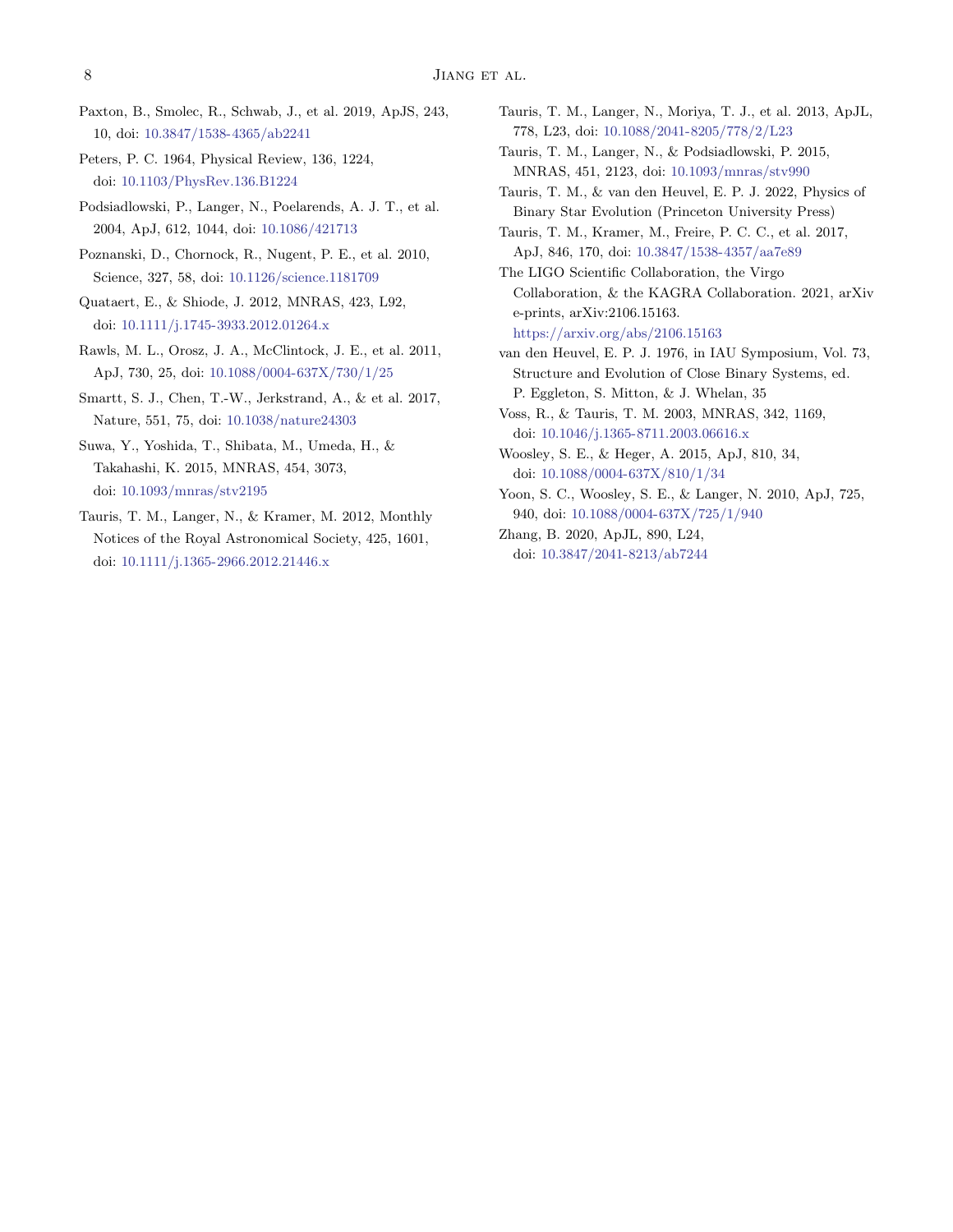Paxton, B., Smolec, R., Schwab, J., et al. 2019, ApJS, 243, 10, doi: 10.3847/1538-4365/ab2241

Peters, P. C. 1964, Physical Review, 136, 1224, doi: 10.1103/PhysRev.136.B1224

Podsiadlowski, P., Langer, N., Poelarends, A. J. T., et al. 2004, ApJ, 612, 1044, doi: 10.1086/421713

Poznanski, D., Chornock, R., Nugent, P. E., et al. 2010, Science, 327, 58, doi: 10.1126/science.1181709

Quataert, E., & Shiode, J. 2012, MNRAS, 423, L92, doi: 10.1111/j.1745-3933.2012.01264.x

Rawls, M. L., Orosz, J. A., McClintock, J. E., et al. 2011, ApJ, 730, 25, doi: 10.1088/0004-637X/730/1/25

Smartt, S. J., Chen, T.-W., Jerkstrand, A., & et al. 2017, Nature, 551, 75, doi: 10.1038/nature24303

Suwa, Y., Yoshida, T., Shibata, M., Umeda, H., & Takahashi, K. 2015, MNRAS, 454, 3073, doi: 10.1093/mnras/stv2195

Tauris, T. M., Langer, N., & Kramer, M. 2012, Monthly Notices of the Royal Astronomical Society, 425, 1601, doi: 10.1111/j.1365-2966.2012.21446.x

Tauris, T. M., Langer, N., Moriya, T. J., et al. 2013, ApJL, 778, L23, doi: 10.1088/2041-8205/778/2/L23

Tauris, T. M., Langer, N., & Podsiadlowski, P. 2015, MNRAS, 451, 2123, doi: 10.1093/mnras/stv990

Tauris, T. M., & van den Heuvel, E. P. J. 2022, Physics of Binary Star Evolution (Princeton University Press)

Tauris, T. M., Kramer, M., Freire, P. C. C., et al. 2017, ApJ, 846, 170, doi: 10.3847/1538-4357/aa7e89

The LIGO Scientific Collaboration, the Virgo Collaboration, & the KAGRA Collaboration. 2021, arXiv e-prints, arXiv:2106.15163. https://arxiv.org/abs/2106.15163

van den Heuvel, E. P. J. 1976, in IAU Symposium, Vol. 73, Structure and Evolution of Close Binary Systems, ed. P. Eggleton, S. Mitton, & J. Whelan, 35

Voss, R., & Tauris, T. M. 2003, MNRAS, 342, 1169, doi: 10.1046/j.1365-8711.2003.06616.x

Woosley, S. E., & Heger, A. 2015, ApJ, 810, 34, doi: 10.1088/0004-637X/810/1/34

Yoon, S. C., Woosley, S. E., & Langer, N. 2010, ApJ, 725, 940, doi: 10.1088/0004-637X/725/1/940

Zhang, B. 2020, ApJL, 890, L24, doi: 10.3847/2041-8213/ab7244